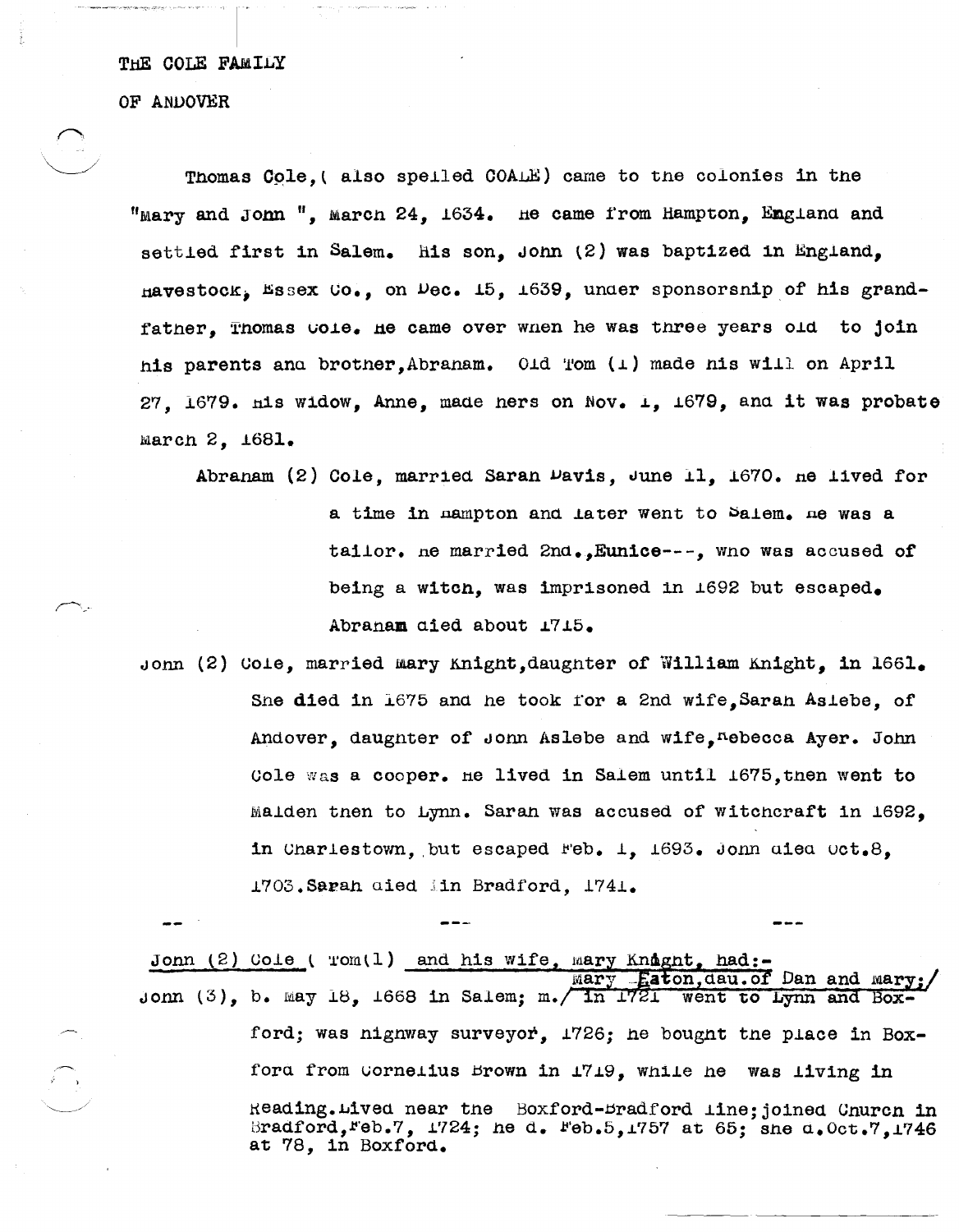THE COLE FAMILY

OF ANDOVER

Thomas Cole, ( also spelled COALE) came to the colonies in the "Mary and John ", March 24, 1634. He came from Hampton, England and settled first in Salem. His son, John (2) was baptized in England, Havestock, Essex Co., on Dec. 15, 1639, under sponsorship of his grandfather, Thomas Cole. He came over when he was three years old to join his parents and brother, Abraham. Old Tom (1) made his will on April 27, 1679. His widow, Anne, made hers on Nov. 1, 1679, and it was probate March 2, 1681.

Abraham (2) Cole, married Sarah Davis, June 11, 1670. He lived for a time in Hampton and later went to Salem. He was a tailor. He married 2nd., Eunice---, who was accused of being a witch, was imprisoned in 1692 but escaped. Abraham died about 1715.

John (2) Cole, married Mary Knight, daughter of William Knight, in 1661. She died in 1675 and he took for a 2nd wife, Sarah Aslebe, of Andover, daughter of John Aslebe and wife, Rebecca Ayer. John Cole was a cooper. He lived in Salem until 1675, then went to Malden then to Lynn. Sarah was accused of witchcraft in 1692, in Charlestown, but escaped Feb. 1, 1693. John died Oct. 8, 1703. Sarah died in Bradford, 1741.

-- --- ---

John (2) Cole ( Tom(1) and his wife, Mary Knight, had:-

John (3), b. May 18, 1668 in Salem; m. Mary Eaton, dau. of Dan and Mary; in 1721 went to Lynn and Boxford; was highway surveyor, 1726; he bought the place in Boxford from Cornelius Brown in 1719, while he was living in Reading. Lived near the Boxford-Bradford line; joined Church in Bradford, Feb. 7, 1724; he d. Feb. 5, 1757 at 65; she d. Oct. 7, 1746 at 78, in Boxford.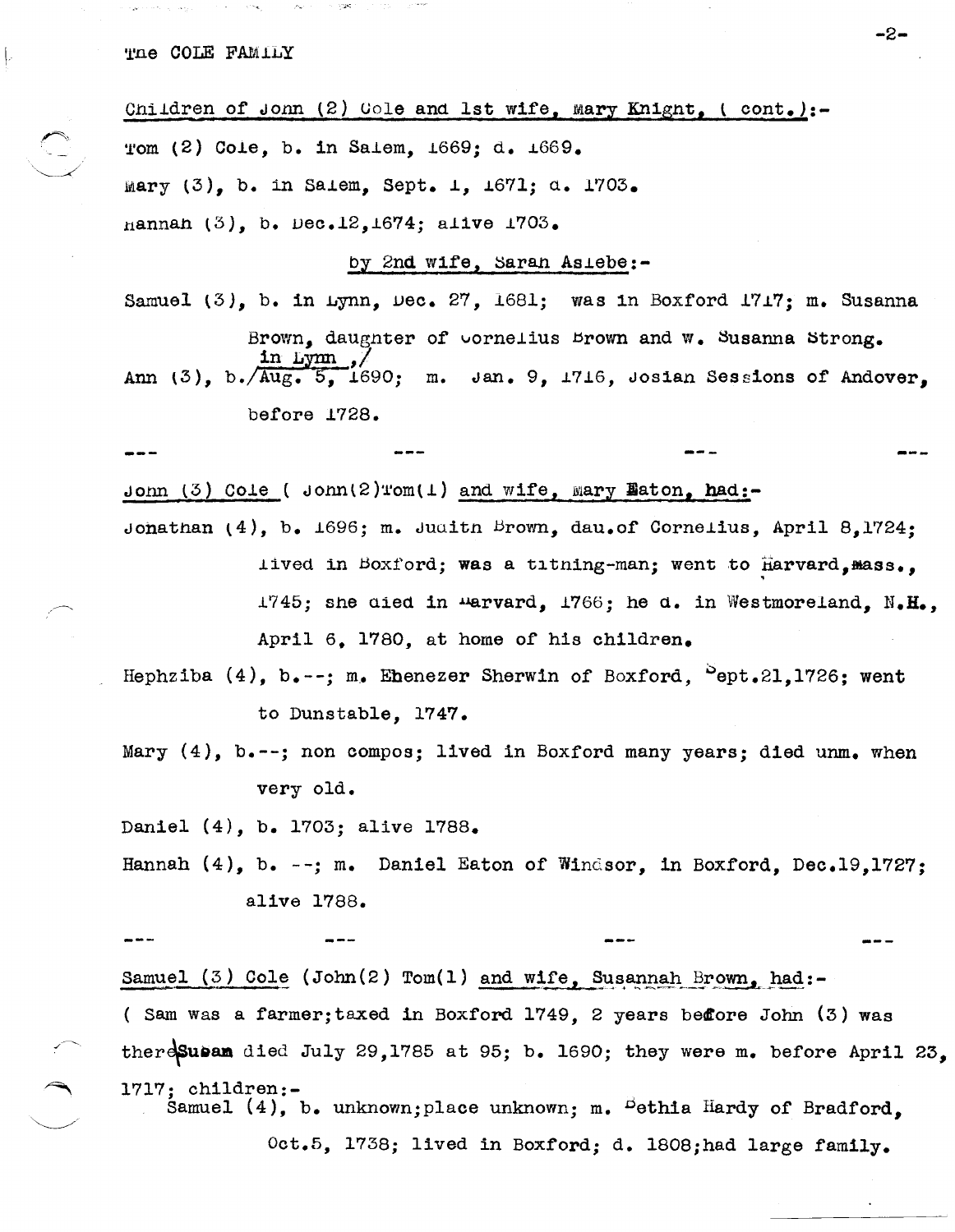The COLE FAMILY

Children of John (2) Cole and 1st wife, Mary Knight, ( cont.):-

Tom (2) Cole, b. in Salem, 1669; d. 1669.

Mary (3), b. in Salem, Sept. 1, 1671; d. 1703.

Hannah (3), b. Dec.12,1674; alive 1703.

by 2nd wife, Sarah Aslebe:-

Samuel (3), b. in Lynn, Dec. 27, 1681; was in Boxford 1717; m. Susanna Brown, daughter of Cornelius Brown and w. Susanna Strong.

Ann (3), b. in Lynn, Aug. 5, 1690; m. Jan. 9, 1716, Josiah Sessions of Andover, before 1728.

--- --- --- ---

John (3) Cole ( John(2)Tom(1) and wife, Mary Eaton, had:-

Jonathan (4), b. 1696; m. Judith Brown, dau.of Cornelius, April 8,1724; lived in Boxford; was a tithing-man; went to Harvard,Mass., 1745; she died in Harvard, 1766; he d. in Westmoreland, N.H., April 6, 1780, at home of his children.

Hephziba (4), b.--; m. Ebenezer Sherwin of Boxford, Sept.21,1726; went to Dunstable, 1747.

Mary (4), b.--; non compos; lived in Boxford many years; died unm. when very old.

Daniel (4), b. 1703; alive 1788.

Hannah (4), b. --; m. Daniel Eaton of Windsor, in Boxford, Dec.19,1727; alive 1788.

--- --- --- ---

Samuel (3) Cole (John(2) Tom(1) and wife, Susannah Brown, had:-

( Sam was a farmer;taxed in Boxford 1749, 2 years before John (3) was there Susan died July 29,1785 at 95; b. 1690; they were m. before April 23, 1717; children:-

Samuel (4), b. unknown;place unknown; m. Bethia Hardy of Bradford, Oct.5, 1738; lived in Boxford; d. 1808;had large family.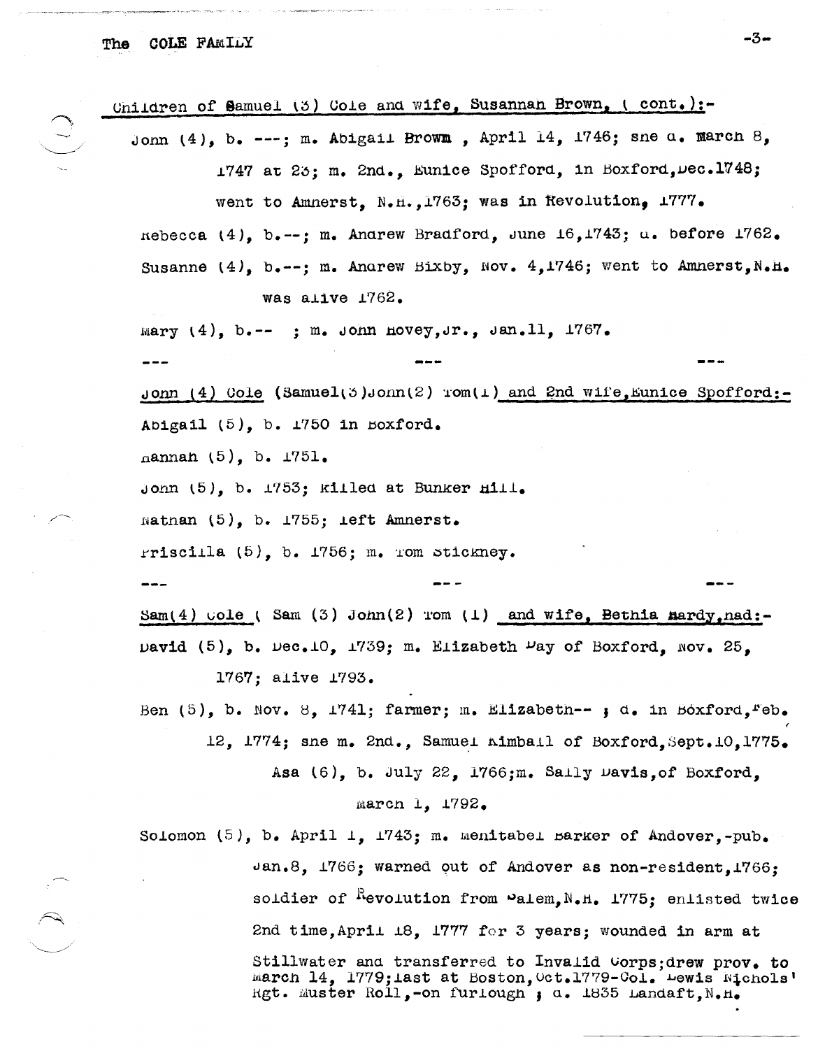Children of Samuel (3) Cole and wife, Susannah Brown, ( cont.):-

John (4), b. ---; m. Abigail Brown , April 14, 1746; she d. March 8, 1747 at 23; m. 2nd., Eunice Spofford, in Boxford, Dec.1748; went to Amherst, N.H., 1763; was in Revolution, 1777.

Rebecca (4), b.--; m. Andrew Bradford, June 16, 1743; d. before 1762.

Susanne (4), b.--; m. Andrew Bixby, Nov. 4, 1746; went to Amherst, N.H. was alive 1762.

Mary (4), b.-- ; m. John Hovey, Jr., Jan.11, 1767.

--- --- ---

John (4) Cole (Samuel(3) John(2) Tom(1) and 2nd wife, Eunice Spofford:-

Abigail (5), b. 1750 in Boxford.

Hannah (5), b. 1751.

John (5), b. 1753; killed at Bunker Hill.

Nathan (5), b. 1755; left Amherst.

Priscilla (5), b. 1756; m. Tom Stickney.

--- --- ---

Sam(4) Cole ( Sam (3) John(2) Tom (1) and wife, Bethia Hardy, had:-

David (5), b. Dec.10, 1739; m. Elizabeth Day of Boxford, Nov. 25, 1767; alive 1793.

Ben (5), b. Nov. 8, 1741; farmer; m. Elizabeth-- ; d. in Boxford, Feb. 12, 1774; she m. 2nd., Samuel Kimball of Boxford, Sept.10, 1775.

Asa (6), b. July 22, 1766; m. Sally Davis, of Boxford, March 1, 1792.

Solomon (5), b. April 1, 1743; m. Mehitabel Barker of Andover,-pub. Jan.8, 1766; warned out of Andover as non-resident, 1766; soldier of Revolution from Salem, N.H. 1775; enlisted twice 2nd time, April 18, 1777 for 3 years; wounded in arm at Stillwater and transferred to Invalid Corps; drew prov. to March 14, 1779; last at Boston, Oct.1779-Col. Lewis Nichols' Rgt. Muster Roll,-on furlough ; d. 1835 Landaft, N.H.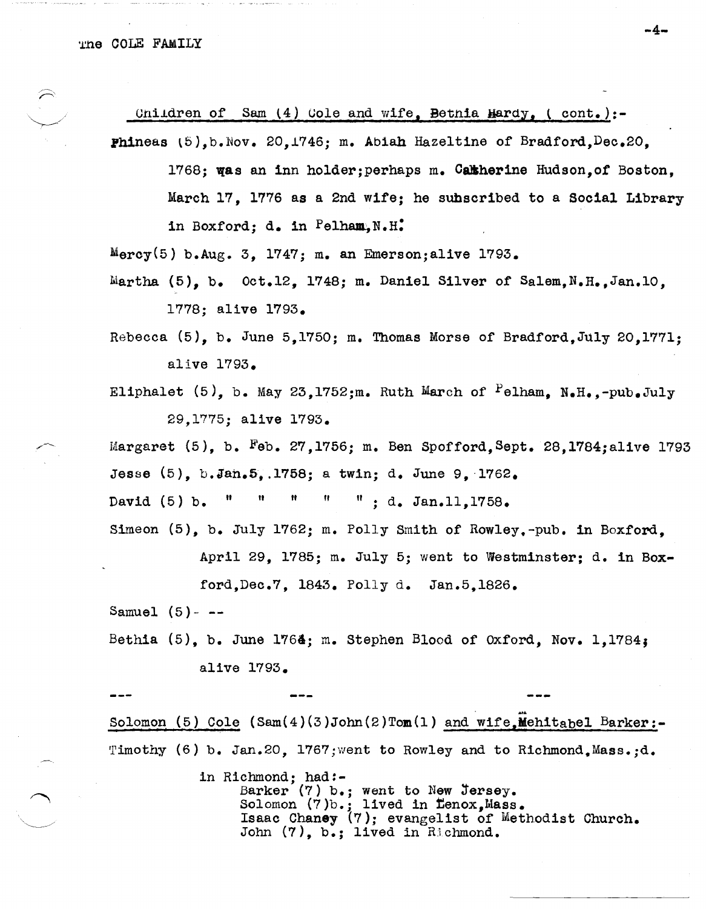Children of Sam (4) Cole and wife, Bethia Hardy, (cont.):-

Phineas (5), b. Nov. 20, 1746; m. Abiah Hazeltine of Bradford, Dec. 20, 1768; was an inn holder; perhaps m. Catherine Hudson, of Boston, March 17, 1776 as a 2nd wife; he subscribed to a Social Library in Boxford; d. in Pelham, N.H.

Mercy (5) b. Aug. 3, 1747; m. an Emerson; alive 1793.

Martha (5), b. Oct. 12, 1748; m. Daniel Silver of Salem, N.H., Jan. 10, 1778; alive 1793.

Rebecca (5), b. June 5, 1750; m. Thomas Morse of Bradford, July 20, 1771; alive 1793.

Eliphalet (5), b. May 23, 1752; m. Ruth March of Pelham, N.H., -pub. July 29, 1775; alive 1793.

Margaret (5), b. Feb. 27, 1756; m. Ben Spofford, Sept. 28, 1784; alive 1793

Jesse (5), b. Jan. 5, 1758; a twin; d. June 9, 1762.

David (5) b. " " " " " ; d. Jan. 11, 1758.

Simeon (5), b. July 1762; m. Polly Smith of Rowley, -pub. in Boxford, April 29, 1785; m. July 5; went to Westminster; d. in Boxford, Dec. 7, 1843. Polly d. Jan. 5, 1826.

Samuel (5) - --

Bethia (5), b. June 1764; m. Stephen Blood of Oxford, Nov. 1, 1784; alive 1793.

--- --- ---

Solomon (5) Cole (Sam(4)(3)John(2)Tom(1) and wife, Mehitabel Barker:-

Timothy (6) b. Jan. 20, 1767; went to Rowley and to Richmond, Mass.; d. in Richmond; had:-

- Barker (7) b.; went to New Jersey.
- Solomon (7) b.; lived in Lenox, Mass.
- Isaac Chaney (7); evangelist of Methodist Church.
- John (7), b.; lived in Richmond.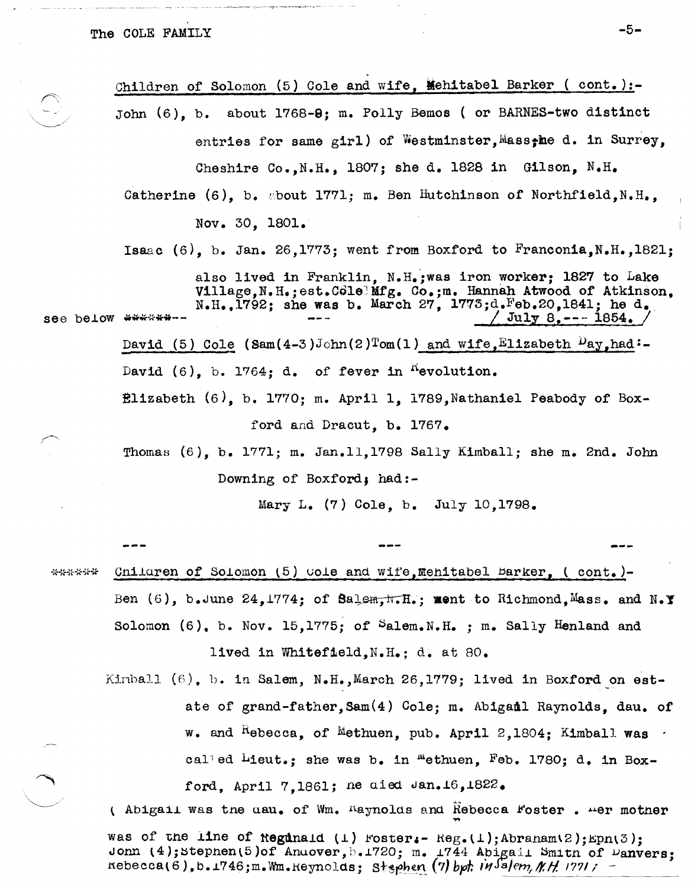Children of Solomon (5) Cole and wife, Mehitabel Barker ( cont. ):-

John (6), b. about 1768-9; m. Polly Bemos ( or BARNES-two distinct entries for same girl) of Westminster, Mass; he d. in Surrey, Cheshire Co., N.H., 1807; she d. 1828 in Gilson, N.H.

Catherine (6), b. about 1771; m. Ben Hutchinson of Northfield, N.H., Nov. 30, 1801.

Isaac (6), b. Jan. 26, 1773; went from Boxford to Franconia, N.H., 1821; also lived in Franklin, N.H.; was iron worker; 1827 to Lake Village, N.H.; est. Cole Mfg. Co.; m. Hannah Atwood of Atkinson, N.H., 1792; she was b. March 27, 1773; d. Feb. 20, 1841; he d. / July 8, --- 1854. /

see below ******--

David (5) Cole (Sam(4-3) John(2) Tom(1) and wife, Elizabeth Day, had:-

David (6), b. 1764; d. of fever in Revolution.

Elizabeth (6), b. 1770; m. April 1, 1789, Nathaniel Peabody of Boxford and Dracut, b. 1767.

Thomas (6), b. 1771; m. Jan. 11, 1798 Sally Kimball; she m. 2nd. John Downing of Boxford; had:-

Mary L. (7) Cole, b. July 10, 1798.

--- --- ---

****** Children of Solomon (5) Cole and wife, Mehitabel Barker, ( cont. )-

Ben (6), b. June 24, 1774; of ~~Salem, N.H.~~; went to Richmond, Mass. and N.Y.

Solomon (6), b. Nov. 15, 1775; of Salem, N.H. ; m. Sally Henland and lived in Whitefield, N.H.; d. at 80.

Kimball (6), b. in Salem, N.H., March 26, 1779; lived in Boxford on estate of grand-father, Sam(4) Cole; m. Abigail Raynolds, dau. of W. and Rebecca, of Methuen, pub. April 2, 1804; Kimball was called Lieut.; she was b. in Methuen, Feb. 1780; d. in Boxford, April 7, 1861; he died Jan. 16, 1822.

( Abigail was the dau. of Wm. Raynolds and Rebecca Foster . Her mother was of the line of Reginald (1) Foster:- Reg.(1); Abraham(2); Eph(3); John (4); Stephen(5) of Andover, b. 1720; m. 1744 Abigail Smith of Danvers; Rebecca(6), b. 1746; m. Wm. Reynolds; Stephen (7) bpt. in Salem, N.H. 1771; -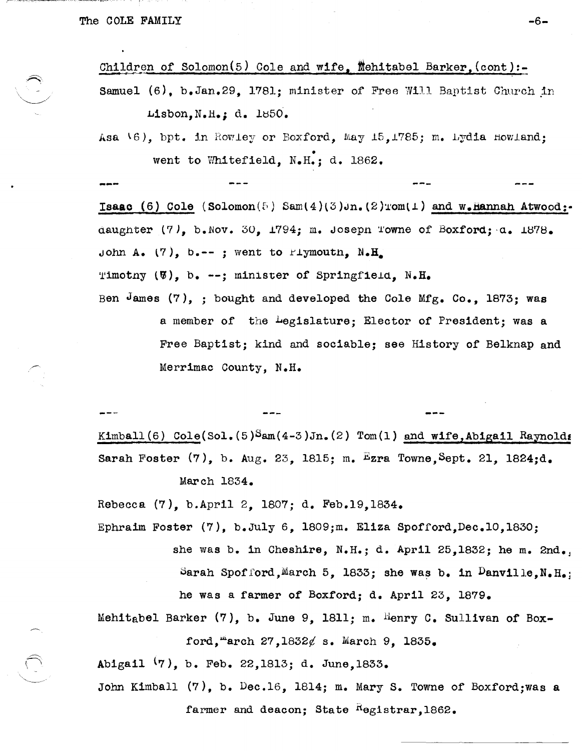Children of Solomon(5) Cole and wife, Mehitabel Barker, (cont):-

Samuel (6), b. Jan. 29, 1781; minister of Free Will Baptist Church in Lisbon, N.H.; d. 1850.

Asa (6), bpt. in Rowley or Boxford, May 15, 1785; m. Lydia Howland; went to Whitefield, N.H.; d. 1862.

--- --- --- ---

Isaac (6) Cole (Solomon(5) Sam(4)(3) Jn.(2) Tom(1) and w. Hannah Atwood:-

daughter (7), b. Nov. 30, 1794; m. Joseph Towne of Boxford; d. 1878.

John A. (7), b.-- ; went to Plymouth, N.H.

Timothy (7), b. --; minister of Springfield, N.H.

Ben James (7), ; bought and developed the Cole Mfg. Co., 1873; was a member of the Legislature; Elector of President; was a Free Baptist; kind and sociable; see History of Belknap and Merrimac County, N.H.

--- --- ---

Kimball (6) Cole (Sol.(5) Sam(4-3) Jn.(2) Tom(1) and wife, Abigail Raynolds

Sarah Foster (7), b. Aug. 23, 1815; m. Ezra Towne, Sept. 21, 1824; d. March 1834.

Rebecca (7), b. April 2, 1807; d. Feb. 19, 1834.

Ephraim Foster (7), b. July 6, 1809; m. Eliza Spofford, Dec. 10, 1830; she was b. in Cheshire, N.H.; d. April 25, 1832; he m. 2nd., Sarah Spofford, March 5, 1833; she was b. in Danville, N.H.; he was a farmer of Boxford; d. April 23, 1879.

Mehitabel Barker (7), b. June 9, 1811; m. Henry C. Sullivan of Boxford, March 27, 1832¢ s. March 9, 1835.

Abigail (7), b. Feb. 22, 1813; d. June, 1833.

John Kimball (7), b. Dec. 16, 1814; m. Mary S. Towne of Boxford; was a farmer and deacon; State Registrar, 1862.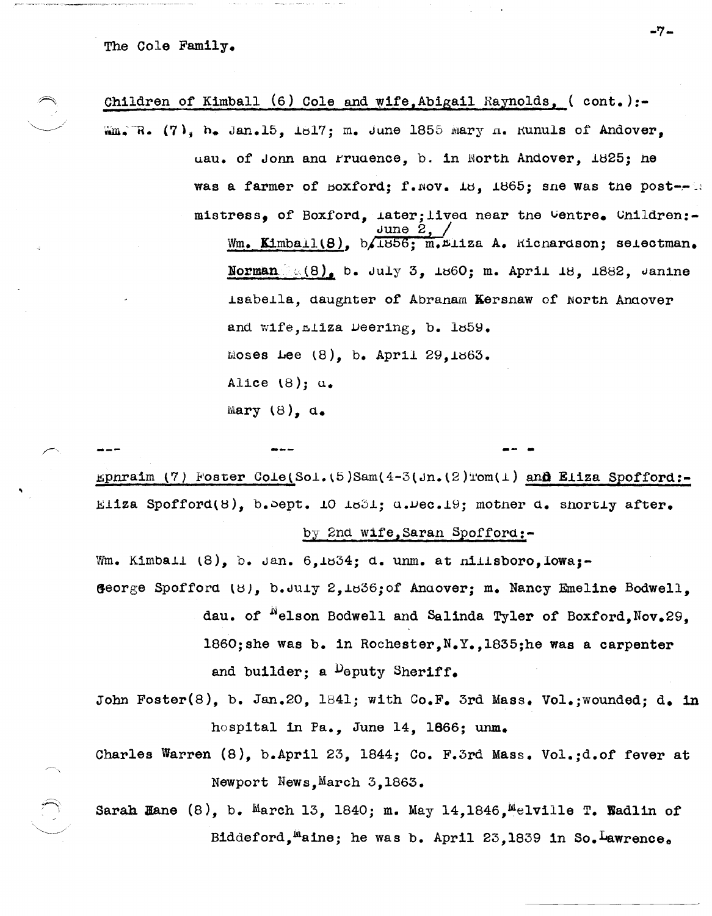The Cole Family.

Children of Kimball (6) Cole and wife, Abigail Raynolds, ( cont. ):-

Wm. R. (7), b. Jan.15, 1817; m. June 1855 Mary H. Runuls of Andover, dau. of John and Prudence, b. in North Andover, 1825; he was a farmer of Boxford; f.Nov. 18, 1865; she was the post--mistress, of Boxford, later; lived near the Centre. Children:-

- **Wm. Kimball(8)**, b. June 2, 1856; m. Eliza A. Richardson; selectman.
- **Norman** (8), b. July 3, 1860; m. April 18, 1882, Janine Isabella, daughter of Abraham Kershaw of North Andover and wife, Eliza Deering, b. 1859.
- Moses Lee (8), b. April 29, 1863.
- Alice (8); d.
- Mary (8), d.

--- --- -- -

Ephraim (7) Foster Cole(Sol.(5)Sam(4-3(Jn.(2)Tom(1) and Eliza Spofford:-

Eliza Spofford(8), b. Sept. 10 1831; d. Dec.19; mother d. shortly after.

by 2nd wife, Sarah Spofford:-

Wm. Kimball (8), b. Jan. 6, 1834; d. unm. at Hillsboro, Iowa;-

George Spofford (8), b. July 2, 1836; of Andover; m. Nancy Emeline Bodwell, dau. of Nelson Bodwell and Salinda Tyler of Boxford, Nov.29, 1860; she was b. in Rochester, N.Y., 1835; he was a carpenter and builder; a Deputy Sheriff.

John Foster(8), b. Jan.20, 1841; with Co.F. 3rd Mass. Vol.; wounded; d. in hospital in Pa., June 14, 1866; unm.

Charles Warren (8), b.April 23, 1844; Co. F.3rd Mass. Vol.; d.of fever at Newport News, March 3, 1863.

Sarah Jane (8), b. March 13, 1840; m. May 14, 1846, Melville T. Wadlin of Biddeford, Maine; he was b. April 23, 1839 in So. Lawrence.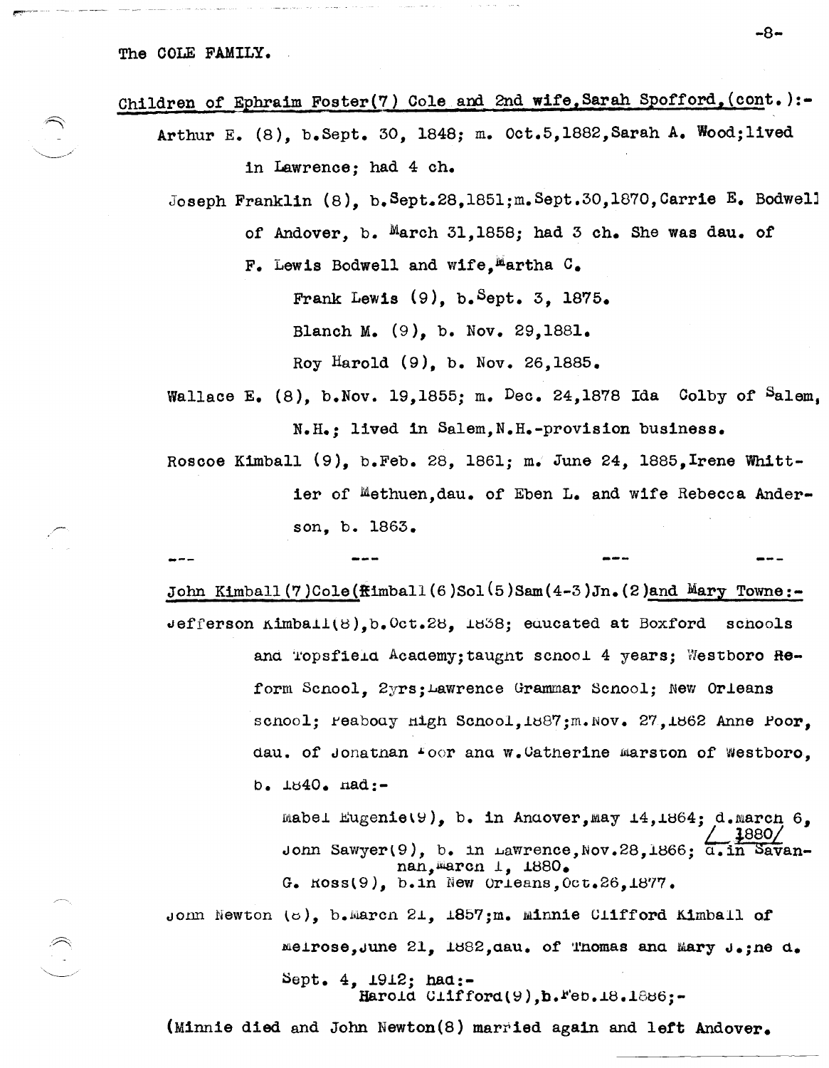The COLE FAMILY.

Children of Ephraim Foster(7) Cole and 2nd wife, Sarah Spofford, (cont.):-

Arthur E. (8), b. Sept. 30, 1848; m. Oct. 5, 1882, Sarah A. Wood; lived in Lawrence; had 4 ch.

Joseph Franklin (8), b. Sept. 28, 1851; m. Sept. 30, 1870, Carrie E. Bodwell of Andover, b. March 31, 1858; had 3 ch. She was dau. of F. Lewis Bodwell and wife, Martha C.

- Frank Lewis (9), b. Sept. 3, 1875.
- Blanch M. (9), b. Nov. 29, 1881.
- Roy Harold (9), b. Nov. 26, 1885.

Wallace E. (8), b. Nov. 19, 1855; m. Dec. 24, 1878 Ida Colby of Salem, N.H.; lived in Salem, N.H.-provision business.

Roscoe Kimball (9), b. Feb. 28, 1861; m. June 24, 1885, Irene Whittier of Methuen, dau. of Eben L. and wife Rebecca Anderson, b. 1863.

--- --- --- ---

John Kimball (7) Cole (Kimball (6) Sol (5) Sam (4-3) Jn. (2) and Mary Towne:-

Jefferson Kimball (8), b. Oct. 28, 1838; educated at Boxford schools and Topsfield Academy; taught school 4 years; Westboro Reform School, 2yrs; Lawrence Grammar School; New Orleans school; Peabody High School, 1887; m. Nov. 27, 1862 Anne Poor, dau. of Jonathan Poor and w. Catherine Marston of Westboro, b. 1840. had:-

- Mabel Eugenie (9), b. in Andover, May 14, 1864; d. March 6, 1880
- John Sawyer (9), b. in Lawrence, Nov. 28, 1866; d. in Savannah, March 1, 1880.
- G. Ross (9), b. in New Orleans, Oct. 26, 1877.

John Newton (8), b. March 21, 1857; m. Minnie Clifford Kimball of Melrose, June 21, 1882, dau. of Thomas and Mary J.; she d. Sept. 4, 1912; had:-

- Harold Clifford (9), b. Feb. 18. 1886;-

(Minnie died and John Newton (8) married again and left Andover.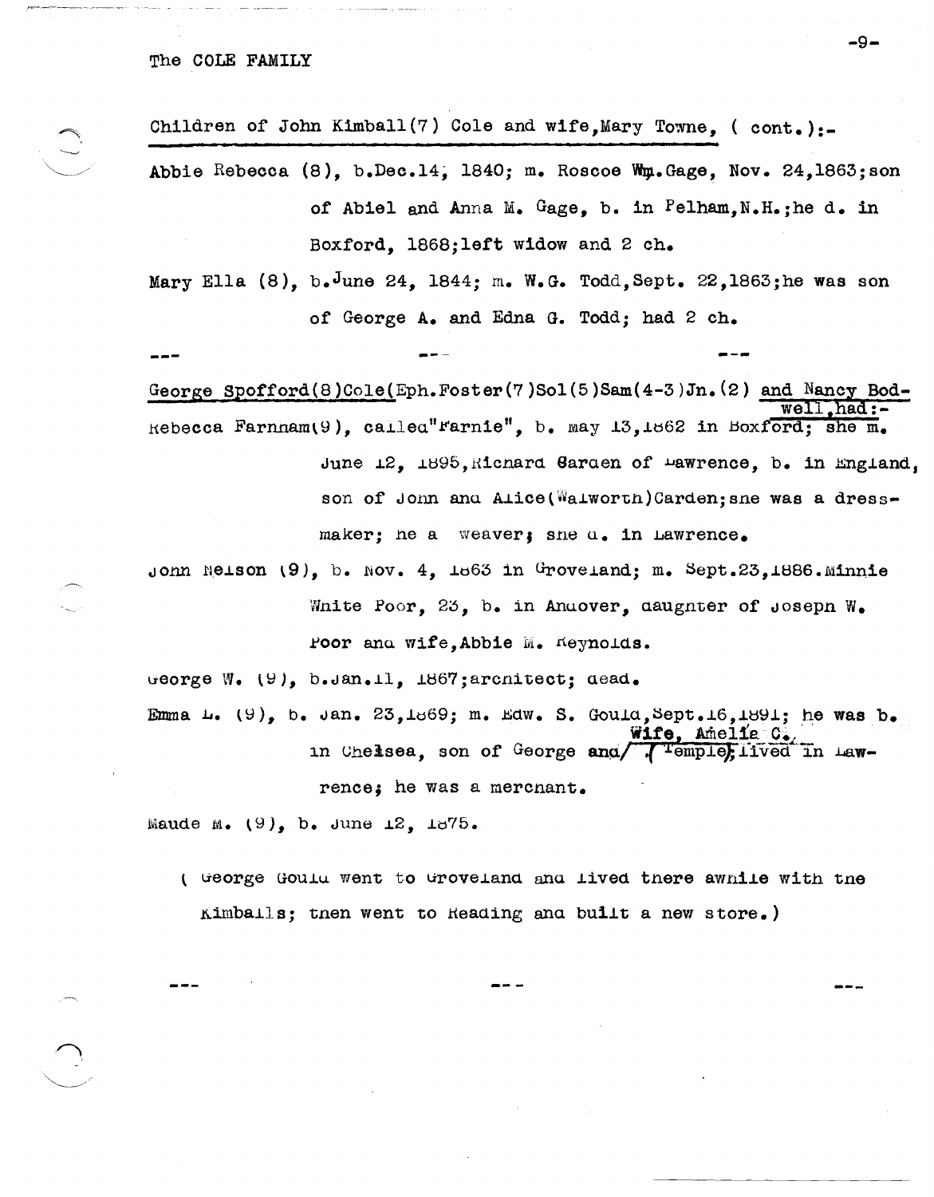The COLE FAMILY

Children of John Kimball(7) Cole and wife,Mary Towne, ( cont.):-

Abbie Rebecca (8), b.Dec.14, 1840; m. Roscoe Wm.Gage, Nov. 24,1863;son of Abiel and Anna M. Gage, b. in Pelham,N.H.;he d. in Boxford, 1868;left widow and 2 ch.

Mary Ella (8), b.June 24, 1844; m. W.G. Todd,Sept. 22,1863;he was son of George A. and Edna G. Todd; had 2 ch.

--- --- ---

George Spofford(8)Cole(Eph.Foster(7)Sol(5)Sam(4-3)Jn.(2) and Nancy Bodwell,had:-

Rebecca Farnham(9), called"Farnie", b. May 13,1862 in Boxford; she m. June 12, 1895,Richard Carden of Lawrence, b. in England, son of John and Alice(Walworth)Carden;she was a dressmaker; he a weaver; she d. in Lawrence.

John Nelson (9), b. Nov. 4, 1863 in Groveland; m. Sept.23,1886.Minnie White Poor, 23, b. in Andover, daughter of Joseph W. Poor and wife,Abbie M. Reynolds.

George W. (9), b.Jan.11, 1867;architect; dead.

Emma L. (9), b. Jan. 23,1869; m. Edw. S. Gould,Sept.16,1891; he was b. in Chelsea, son of George and/Wife, Amelie C. (Temple);lived in Lawrence; he was a merchant.

Maude M. (9), b. June 12, 1875.

( George Gould went to Groveland and lived there awhile with the Kimballs; then went to Reading and built a new store.)

--- --- ---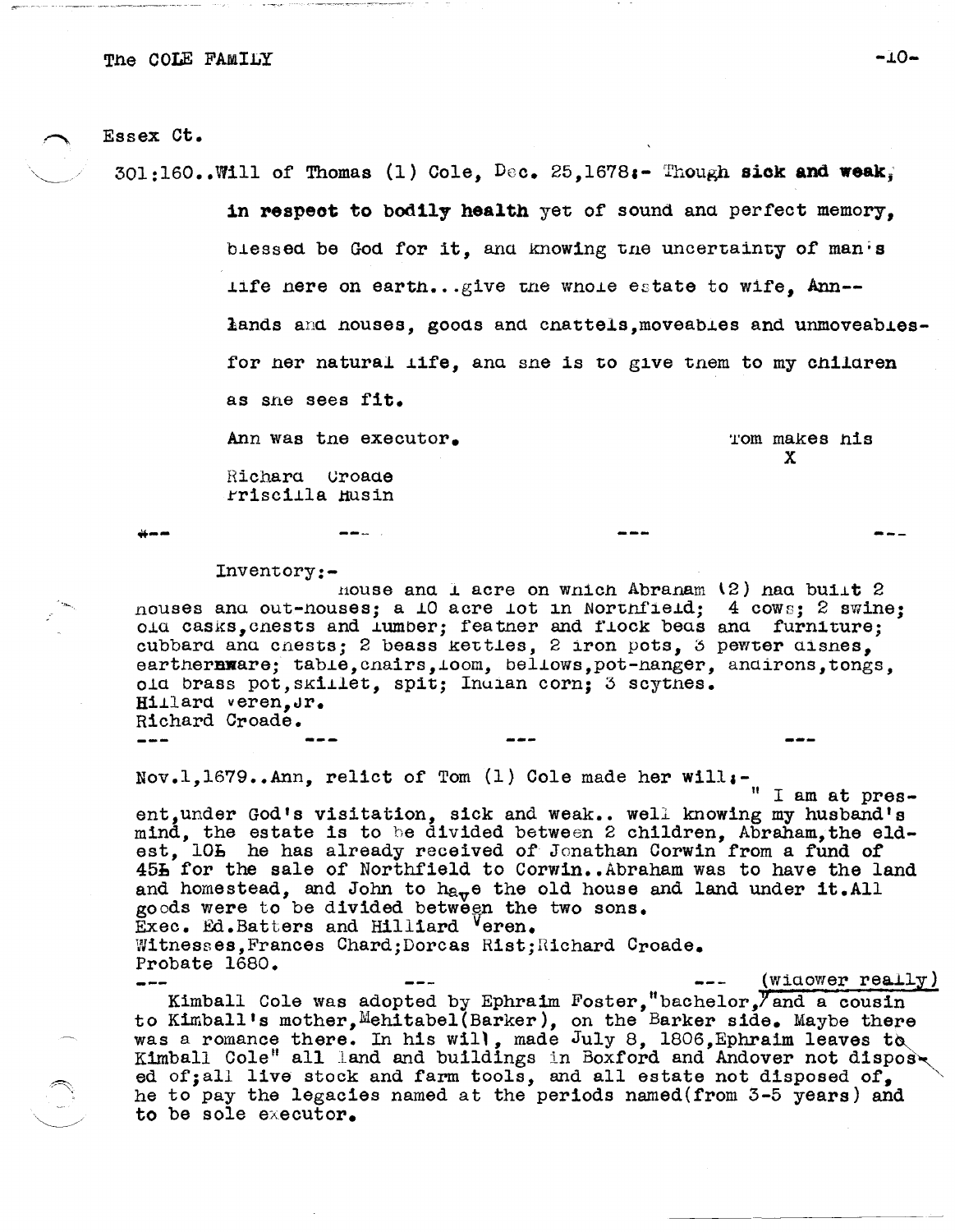Essex Ct.

301:160..Will of Thomas (1) Cole, Dec. 25,1678:- Though **sick and weak, in respect to bodily health** yet of sound and perfect memory, blessed be God for it, and knowing the uncertainty of man's life here on earth...give the whole estate to wife, Ann--lands and houses, goods and chattels,moveables and unmoveables-for her natural life, and she is to give them to my children as she sees fit.

Ann was the executor.

Tom makes his X

Richard Croade
Priscilla Husin

--- --- --- ---

Inventory:-

house and 1 acre on which Abraham (2) had built 2 houses and out-houses; a 10 acre lot in Northfield; 4 cows; 2 swine; old casks,chests and lumber; feather and flock beds and furniture; cubbard and chests; 2 beass kettles, 2 iron pots, 3 pewter dishes, earthernware; table,chairs,loom, bellows,pot-hanger, andirons,tongs, old brass pot,skillet, spit; Indian corn; 3 scythes.
Hillard Veren,Jr.
Richard Croade.

--- --- --- ---

Nov.1,1679..Ann, relict of Tom (1) Cole made her will:-

" I am at present,under God's visitation, sick and weak.. well knowing my husband's mind, the estate is to be divided between 2 children, Abraham,the eldest, 10L he has already received of Jonathan Corwin from a fund of 45L for the sale of Northfield to Corwin..Abraham was to have the land and homestead, and John to have the old house and land under it.All goods were to be divided between the two sons.
Exec. Ed.Batters and Hilliard Veren.
Witnesses,Frances Chard;Dorcas Rist;Richard Croade.
Probate 1680.

--- --- ---

Kimball Cole was adopted by Ephraim Foster,"bachelor,(widower really) and a cousin to Kimball's mother,Mehitabel(Barker), on the Barker side. Maybe there was a romance there. In his will, made July 8, 1806,Ephraim leaves to Kimball Cole" all land and buildings in Boxford and Andover not disposed of;all live stock and farm tools, and all estate not disposed of, he to pay the legacies named at the periods named(from 3-5 years) and to be sole executor.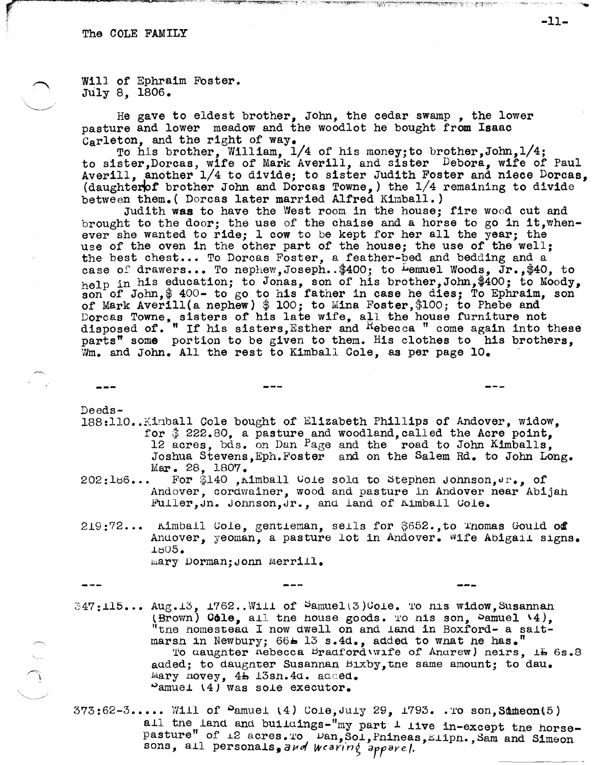The COLE FAMILY

Will of Ephraim Foster.
July 8, 1806.

He gave to eldest brother, John, the cedar swamp , the lower pasture and lower meadow and the woodlot he bought from Isaac Carleton, and the right of way.

To his brother, William, 1/4 of his money;to brother,John,1/4; to sister,Dorcas, wife of Mark Averill, and sister Debora, wife of Paul Averill, another 1/4 to divide; to sister Judith Foster and niece Dorcas, (daughter of brother John and Dorcas Towne,) the 1/4 remaining to divide between them.( Dorcas later married Alfred Kimball.)

Judith was to have the West room in the house; fire wood cut and brought to the door; the use of the chaise and a horse to go in it,whenever she wanted to ride; 1 cow to be kept for her all the year; the use of the oven in the other part of the house; the use of the well; the best chest... To Dorcas Foster, a feather-bed and bedding and a case of drawers... To nephew,Joseph..$400; to Lemuel Woods, Jr.,$40, to help in his education; to Jonas, son of his brother,John,$400; to Moody, son of John,$ 400- to go to his father in case he dies; To Ephraim, son of Mark Averill(a nephew) $ 100; to Mina Foster,$100; to Phebe and Dorcas Towne, sisters of his late wife, all the house furniture not disposed of. " If his sisters,Esther and Rebecca " come again into these parts" some portion to be given to them. His clothes to his brothers, Wm. and John. All the rest to Kimball Cole, as per page 10.

--- --- ---

Deeds-

188:110..Kimball Cole bought of Elizabeth Phillips of Andover, widow, for $ 222.80, a pasture and woodland,called the Acre point, 12 acres, bds. on Dan Page and the road to John Kimballs, Joshua Stevens,Eph.Foster and on the Salem Rd. to John Long. Mar. 28, 1807.

202:186... For $140 ,Kimball Cole sold to Stephen Johnson,Jr., of Andover, cordwainer, wood and pasture in Andover near Abijah Fuller,Jn. Johnson,Jr., and land of Kimball Cole.

219:72... Kimball Cole, gentleman, sells for $652.,to Thomas Gould of Andover, yeoman, a pasture lot in Andover. Wife Abigail signs. 1805.
Mary Dorman;John Merrill.

--- --- ---

347:115... Aug.13, 1762..Will of Samuel(3)Cole. To his widow,Susannah (Brown) Cole, all the house goods. To his son, Samuel (4), "the homestead I now dwell on and land in Boxford- a salt-marsh in Newbury; 66£ 13 s.4d., added to what he has."

To daughter Rebecca Bradford(wife of Andrew) heirs, 1£ 6s.8 added; to daughter Susannah Bixby,the same amount; to dau. Mary Hovey, 4£ 13sh.4d. added.
Samuel (4) was sole executor.

373:62-3..... Will of Samuel (4) Cole,July 29, 1793. .To son,Simeon(5) all the land and buildings-"my part I live in-except the horse-pasture" of 12 acres.To Dan,Sol,Phineas,Eliph.,Sam and Simeon sons, all personals, and wearing apparel.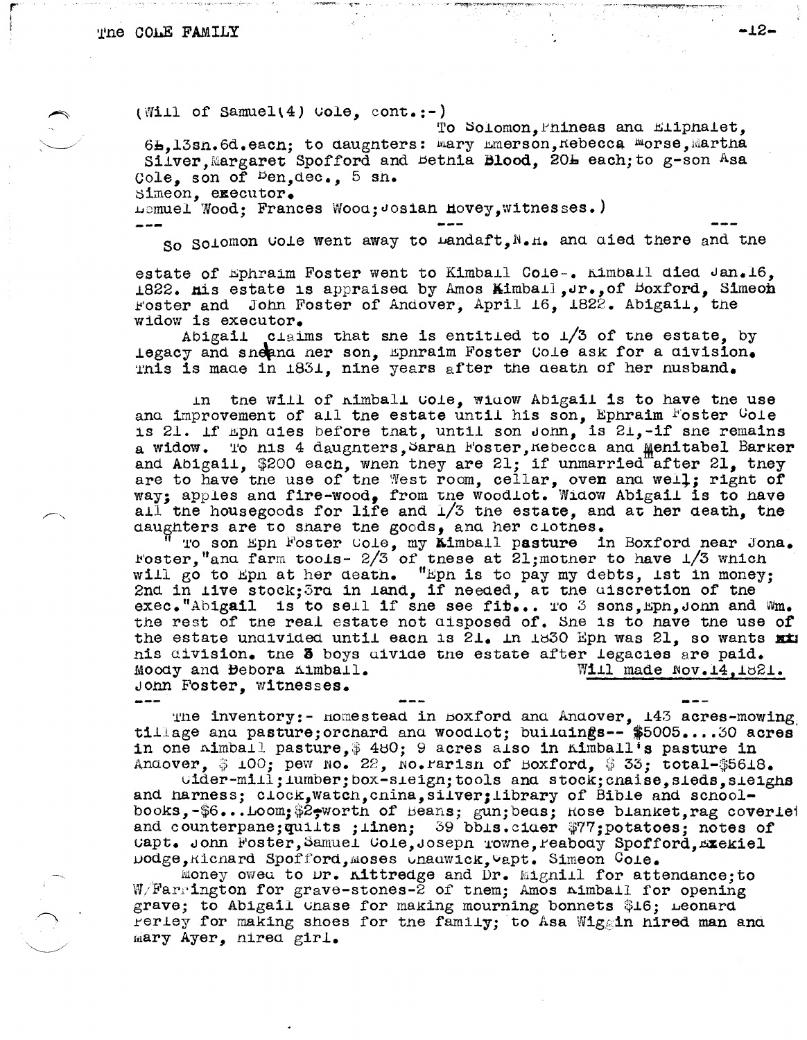(Will of Samuel(4) Cole, cont.:-)

To Solomon, Phineas and Eliphalet, 6£, 13sh. 6d. each; to daughters: Mary Emerson, Rebecca Morse, Martha Silver, Margaret Spofford and Bethia Blood, 20£ each; to g-son Asa Cole, son of Ben, dec., 5 sh.
Simeon, executor.
Lemuel Wood; Frances Wood; Josiah Hovey, witnesses.)

--- --- ---

So Solomon Cole went away to Landaft, N.H. and died there and the

estate of Ephraim Foster went to Kimball Cole-. Kimball died Jan. 16, 1822. His estate is appraised by Amos Kimball, Jr., of Boxford, Simeon Foster and John Foster of Andover, April 16, 1822. Abigail, the widow is executor.

Abigail claims that she is entitled to 1/3 of the estate, by legacy and she and her son, Ephraim Foster Cole ask for a division. This is made in 1831, nine years after the death of her husband.

In the will of Kimball Cole, widow Abigail is to have the use and improvement of all the estate until his son, Ephraim Foster Cole is 21. If Eph dies before that, until son John, is 21,-if she remains a widow. To his 4 daughters, Sarah Foster, Rebecca and Mehitabel Barker and Abigail, $200 each, when they are 21; if unmarried after 21, they are to have the use of the West room, cellar, oven and well; right of way; apples and fire-wood, from the woodlot. Widow Abigail is to have all the housegoods for life and 1/3 the estate, and at her death, the daughters are to share the goods, and her clothes.

" To son Eph Foster Cole, my Kimball pasture in Boxford near Jona. Foster," and farm tools- 2/3 of these at 21; mother to have 1/3 which will go to Eph at her death. "Eph is to pay my debts, 1st in money; 2nd in live stock; 3rd in land, if needed, at the discretion of the exec." Abigail is to sell if she see fit... To 3 sons, Eph, John and Wm. the rest of the real estate not disposed of. She is to have the use of the estate undivided until each is 21. In 1830 Eph was 21, so wants his division. The 3 boys divide the estate after legacies are paid.
Moody and Debora Kimball. Will made Nov. 14, 1821.
John Foster, witnesses.

--- --- ---

The inventory:- Homestead in Boxford and Andover, 143 acres-mowing, tillage and pasture; orchard and woodlot; buildings-- $5005....30 acres in one Kimball pasture, $ 480; 9 acres also in Kimball's pasture in Andover, $ 100; pew No. 22, No. Parish of Boxford, $ 33; total-$5618.

Cider-mill; lumber; box-sleigh; tools and stock; chaise, sleds, sleighs and harness; clock, watch, china, silver; library of Bible and school-books,-$6...Loom; $2-worth of Beans; gun; beds; Rose blanket, rag coverlet and counterpane; quilts ; linen; 39 bbls. cider $77; potatoes; notes of Capt. John Foster, Samuel Cole, Joseph Towne, Peabody Spofford, Ezekiel Dodge, Richard Spofford, Moses Chadwick, Capt. Simeon Cole.

Money owed to Dr. Kittredge and Dr. Mighill for attendance; to W/Farrington for grave-stones-2 of them; Amos Kimball for opening grave; to Abigail Chase for making mourning bonnets $16; Leonard Perley for making shoes for the family; to Asa Wiggin hired man and Mary Ayer, hired girl.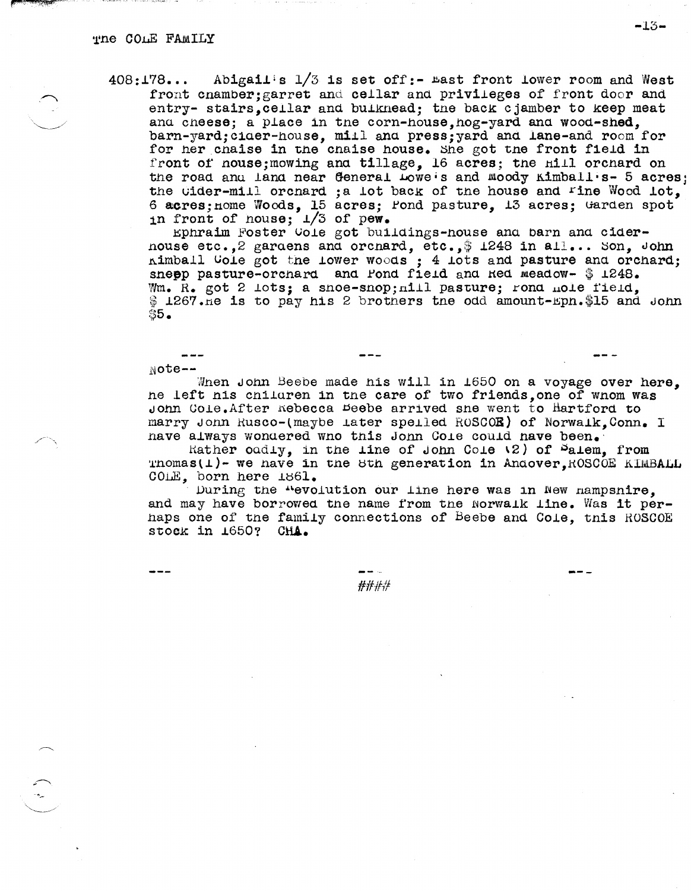408:178... Abigail's 1/3 is set off:- East front lower room and West front chamber;garret and cellar and privileges of front door and entry- stairs,cellar and bulkhead; the back cjamber to keep meat and cheese; a place in the corn-house,hog-yard and wood-shed, barn-yard;cider-house, mill and press;yard and lane-and room for for her chaise in the chaise house. She got the front field in front of house;mowing and tillage, 16 acres; the Hill orchard on the road and land near General Lowe's and Moody Kimball's- 5 acres; the Cider-mill orchard ;a lot back of the house and Pine Wood lot, 6 acres;Home Woods, 15 acres; Pond pasture, 13 acres; Garden spot in front of house; 1/3 of pew.

Ephraim Foster Cole got buildings-house and barn and cider-house etc.,2 gardens and orchard, etc.,$ 1248 in all... Son, John Kimball Cole got the lower woods ; 4 lots and pasture and orchard; shepp pasture-orchard and Pond field and Red meadow- $ 1248. Wm. R. got 2 lots; a shoe-shop;Hill pasture; Pond Hole field, $ 1267.He is to pay his 2 brothers the odd amount-Eph.$15 and John $5.

--- --- ---

Note--

When John Beebe made his will in 1650 on a voyage over here, he left his children in the care of two friends,one of whom was John Cole.After Rebecca Beebe arrived she went to Hartford to marry John Rusco-(maybe later spelled ROSCOE) of Norwalk,Conn. I have always wondered who this John Cole could have been.

Rather oddly, in the line of John Cole (2) of Salem, from Thomas(1)- we have in the 8th generation in Andover,ROSCOE KIMBALL COLE, born here 1861.

During the Revolution our line here was in New Hampshire, and may have borrowed the name from the Norwalk line. Was it perhaps one of the family connections of Beebe and Cole, this ROSCOE stock in 1650? CHA.

--- --- ---

####